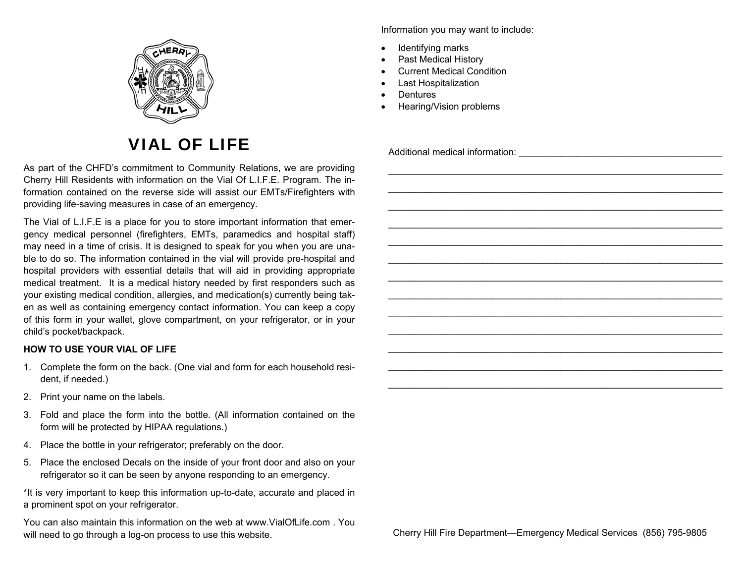# VIAL OF LIFE

As part of the CHFD's commitment to Community Relations, we are providing Cherry Hill Residents with information on the Vial Of L.I.F.E. Program. The information contained on the reverse side will assist our EMTs/Firefighters with providing life-saving measures in case of an emergency.

The Vial of L.I.F.E is a place for you to store important information that emergency medical personnel (firefighters, EMTs, paramedics and hospital staff) may need in a time of crisis. It is designed to speak for you when you are unable to do so. The information contained in the vial will provide pre-hospital and hospital providers with essential details that will aid in providing appropriate medical treatment. It is a medical history needed by first responders such as your existing medical condition, allergies, and medication(s) currently being taken as well as containing emergency contact information. You can keep a copy of this form in your wallet, glove compartment, on your refrigerator, or in your child's pocket/backpack.

**HOW TO USE YOUR VIAL OF LIFE**

1. Complete the form on the back. (One vial and form for each household resident, if needed.)
2. Print your name on the labels.
3. Fold and place the form into the bottle. (All information contained on the form will be protected by HIPAA regulations.)
4. Place the bottle in your refrigerator; preferably on the door.
5. Place the enclosed Decals on the inside of your front door and also on your refrigerator so it can be seen by anyone responding to an emergency.

*It is very important to keep this information up-to-date, accurate and placed in a prominent spot on your refrigerator.

You can also maintain this information on the web at www.VialOfLife.com . You will need to go through a log-on process to use this website.

Information you may want to include:

- Identifying marks
- Past Medical History
- Current Medical Condition
- Last Hospitalization
- Dentures
- Hearing/Vision problems

Additional medical information: ________________________________________

________________________________________________________________

________________________________________________________________

________________________________________________________________

________________________________________________________________

________________________________________________________________

________________________________________________________________

________________________________________________________________

________________________________________________________________

________________________________________________________________

________________________________________________________________

________________________________________________________________

________________________________________________________________

________________________________________________________________

Cherry Hill Fire Department—Emergency Medical Services (856) 795-9805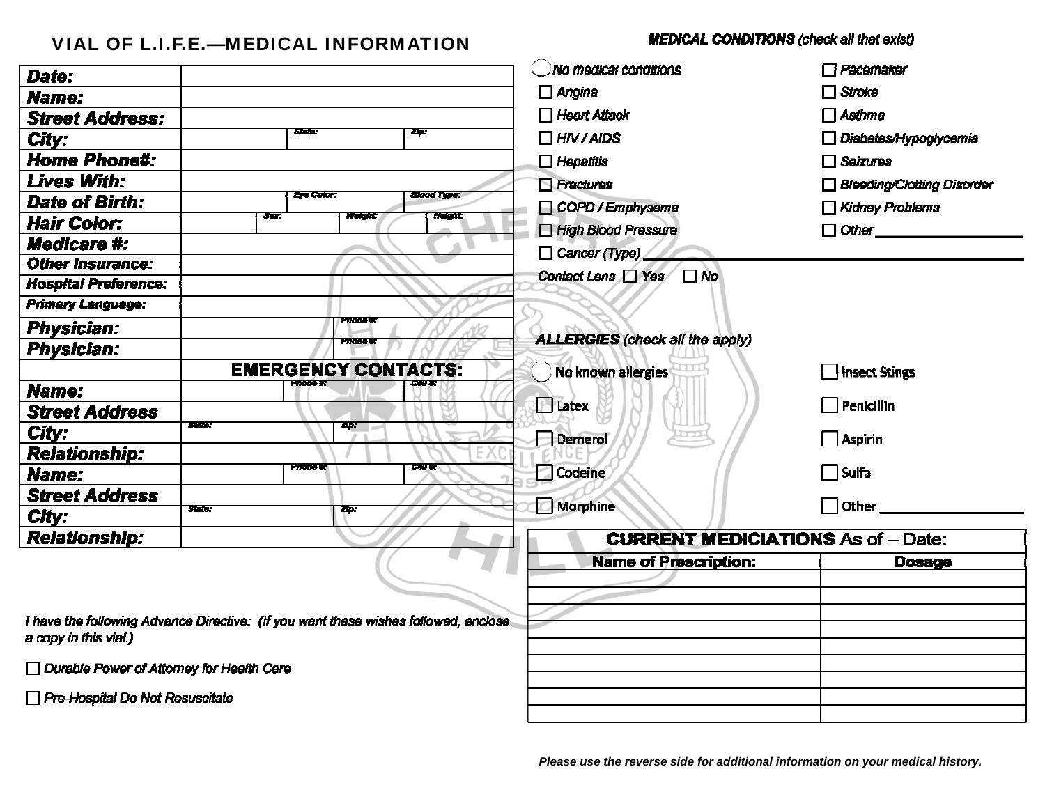## VIAL OF L.I.F.E.—MEDICAL INFORMATION

| | | | |
|---|---|---|---|
| **Date:** | | | |
| **Name:** | | | |
| **Street Address:** | | | |
| **City:** | | State: | Zip: |
| **Home Phone#:** | | | |
| **Lives With:** | | | |
| **Date of Birth:** | | Eye Color: | Blood Type: |
| **Hair Color:** | Sex: | Weight: | Height: |
| **Medicare #:** | | | |
| **Other Insurance:** | | | |
| **Hospital Preference:** | | | |
| **Primary Language:** | | | |
| **Physician:** | | Phone #: | |
| **Physician:** | | Phone #: | |
| | **EMERGENCY CONTACTS:** | | |
| **Name:** | | Phone #: | Cell #: |
| **Street Address** | | | |
| **City:** | State: | Zip: | |
| **Relationship:** | | | |
| **Name:** | | Phone #: | Cell #: |
| **Street Address** | | | |
| **City:** | State: | Zip: | |
| **Relationship:** | | | |

*I have the following Advance Directive: (If you want these wishes followed, enclose a copy in this vial.)*

- ☐ *Durable Power of Attorney for Health Care*
- ☐ *Pre-Hospital Do Not Resuscitate*

### *MEDICAL CONDITIONS (check all that exist)*

- ◯ *No medical conditions*
- ☐ *Angina*
- ☐ *Heart Attack*
- ☐ *HIV / AIDS*
- ☐ *Hepatitis*
- ☐ *Fractures*
- ☐ *COPD / Emphysema*
- ☐ *High Blood Pressure*
- ☐ *Cancer (Type) ______________________*
- ☐ *Pacemaker*
- ☐ *Stroke*
- ☐ *Asthma*
- ☐ *Diabetes/Hypoglycemia*
- ☐ *Seizures*
- ☐ *Bleeding/Clotting Disorder*
- ☐ *Kidney Problems*
- ☐ *Other ______________________*

*Contact Lens* ☐ *Yes* ☐ *No*

### *ALLERGIES (check all the apply)*

- ◯ No known allergies
- ☐ Latex
- ☐ Demerol
- ☐ Codeine
- ☐ Morphine
- ☐ Insect Stings
- ☐ Penicillin
- ☐ Aspirin
- ☐ Sulfa
- ☐ Other ______________________

**CURRENT MEDICIATIONS** As of – Date:

| Name of Prescription: | Dosage |
|---|---|
| | |
| | |
| | |
| | |
| | |
| | |
| | |
| | |
| | |

***Please use the reverse side for additional information on your medical history.***